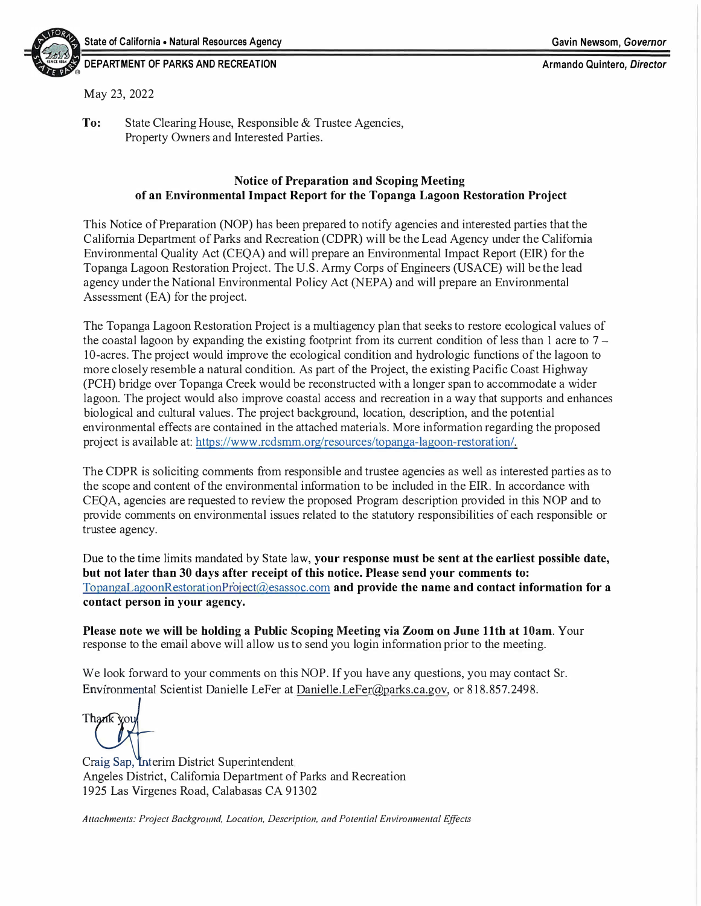State of California • Natural Resources Agency

DEPARTMENT OF PARKS AND RECREATION

Gavin Newsom, *Governor*

Armando Quintero, *Director*

May 23, 2022

**To:** State Clearing House, Responsible & Trustee Agencies, Property Owners and Interested Parties.

## Notice of Preparation and Scoping Meeting of an Environmental Impact Report for the Topanga Lagoon Restoration Project

This Notice of Preparation (NOP) has been prepared to notify agencies and interested parties that the California Department of Parks and Recreation (CDPR) will be the Lead Agency under the California Environmental Quality Act (CEQA) and will prepare an Environmental Impact Report (EIR) for the Topanga Lagoon Restoration Project. The U.S. Army Corps of Engineers (USACE) will be the lead agency under the National Environmental Policy Act (NEPA) and will prepare an Environmental Assessment (EA) for the project.

The Topanga Lagoon Restoration Project is a multiagency plan that seeks to restore ecological values of the coastal lagoon by expanding the existing footprint from its current condition of less than 1 acre to 7 – 10-acres. The project would improve the ecological condition and hydrologic functions of the lagoon to more closely resemble a natural condition. As part of the Project, the existing Pacific Coast Highway (PCH) bridge over Topanga Creek would be reconstructed with a longer span to accommodate a wider lagoon. The project would also improve coastal access and recreation in a way that supports and enhances biological and cultural values. The project background, location, description, and the potential environmental effects are contained in the attached materials. More information regarding the proposed project is available at: https://www.rcdsmm.org/resources/topanga-lagoon-restoration/.

The CDPR is soliciting comments from responsible and trustee agencies as well as interested parties as to the scope and content of the environmental information to be included in the EIR. In accordance with CEQA, agencies are requested to review the proposed Program description provided in this NOP and to provide comments on environmental issues related to the statutory responsibilities of each responsible or trustee agency.

Due to the time limits mandated by State law, **your response must be sent at the earliest possible date, but not later than 30 days after receipt of this notice. Please send your comments to:** TopangaLagoonRestorationProject@esassoc.com **and provide the name and contact information for a contact person in your agency.**

**Please note we will be holding a Public Scoping Meeting via Zoom on June 11th at 10am**. Your response to the email above will allow us to send you login information prior to the meeting.

We look forward to your comments on this NOP. If you have any questions, you may contact Sr. Environmental Scientist Danielle LeFer at Danielle.LeFer@parks.ca.gov, or 818.857.2498.

Thank you

Craig Sap, Interim District Superintendent
Angeles District, California Department of Parks and Recreation
1925 Las Virgenes Road, Calabasas CA 91302

*Attachments: Project Background, Location, Description, and Potential Environmental Effects*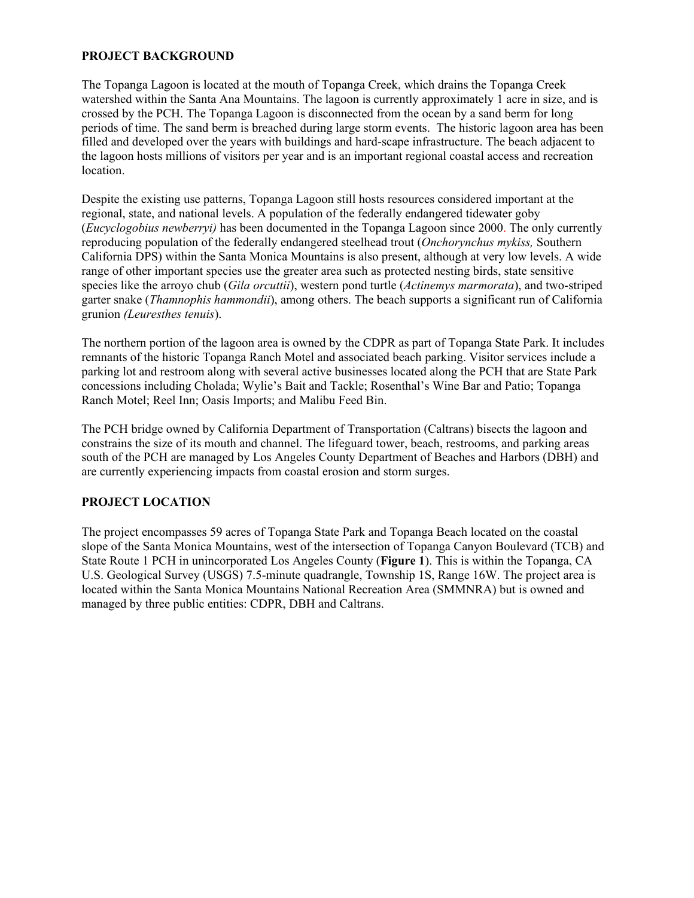## PROJECT BACKGROUND

The Topanga Lagoon is located at the mouth of Topanga Creek, which drains the Topanga Creek watershed within the Santa Ana Mountains. The lagoon is currently approximately 1 acre in size, and is crossed by the PCH. The Topanga Lagoon is disconnected from the ocean by a sand berm for long periods of time. The sand berm is breached during large storm events. The historic lagoon area has been filled and developed over the years with buildings and hard-scape infrastructure. The beach adjacent to the lagoon hosts millions of visitors per year and is an important regional coastal access and recreation location.

Despite the existing use patterns, Topanga Lagoon still hosts resources considered important at the regional, state, and national levels. A population of the federally endangered tidewater goby (*Eucyclogobius newberryi)* has been documented in the Topanga Lagoon since 2000. The only currently reproducing population of the federally endangered steelhead trout (*Onchorynchus mykiss,* Southern California DPS) within the Santa Monica Mountains is also present, although at very low levels. A wide range of other important species use the greater area such as protected nesting birds, state sensitive species like the arroyo chub (*Gila orcuttii*), western pond turtle (*Actinemys marmorata*), and two-striped garter snake (*Thamnophis hammondii*), among others. The beach supports a significant run of California grunion *(Leuresthes tenuis*).

The northern portion of the lagoon area is owned by the CDPR as part of Topanga State Park. It includes remnants of the historic Topanga Ranch Motel and associated beach parking. Visitor services include a parking lot and restroom along with several active businesses located along the PCH that are State Park concessions including Cholada; Wylie's Bait and Tackle; Rosenthal's Wine Bar and Patio; Topanga Ranch Motel; Reel Inn; Oasis Imports; and Malibu Feed Bin.

The PCH bridge owned by California Department of Transportation (Caltrans) bisects the lagoon and constrains the size of its mouth and channel. The lifeguard tower, beach, restrooms, and parking areas south of the PCH are managed by Los Angeles County Department of Beaches and Harbors (DBH) and are currently experiencing impacts from coastal erosion and storm surges.

## PROJECT LOCATION

The project encompasses 59 acres of Topanga State Park and Topanga Beach located on the coastal slope of the Santa Monica Mountains, west of the intersection of Topanga Canyon Boulevard (TCB) and State Route 1 PCH in unincorporated Los Angeles County (**Figure 1**). This is within the Topanga, CA U.S. Geological Survey (USGS) 7.5-minute quadrangle, Township 1S, Range 16W. The project area is located within the Santa Monica Mountains National Recreation Area (SMMNRA) but is owned and managed by three public entities: CDPR, DBH and Caltrans.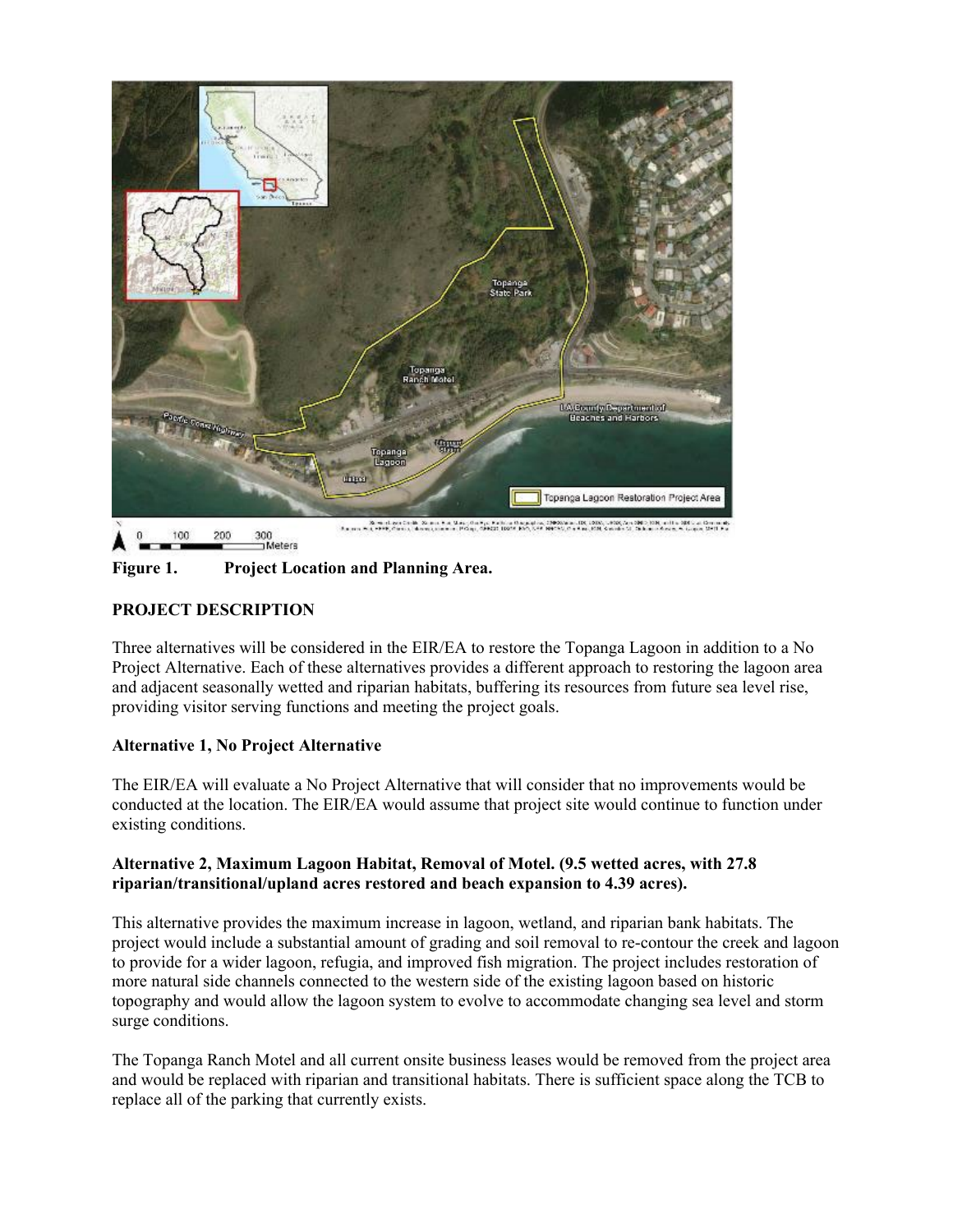**Figure 1. Project Location and Planning Area.**

**PROJECT DESCRIPTION**

Three alternatives will be considered in the EIR/EA to restore the Topanga Lagoon in addition to a No Project Alternative. Each of these alternatives provides a different approach to restoring the lagoon area and adjacent seasonally wetted and riparian habitats, buffering its resources from future sea level rise, providing visitor serving functions and meeting the project goals.

**Alternative 1, No Project Alternative**

The EIR/EA will evaluate a No Project Alternative that will consider that no improvements would be conducted at the location. The EIR/EA would assume that project site would continue to function under existing conditions.

**Alternative 2, Maximum Lagoon Habitat, Removal of Motel. (9.5 wetted acres, with 27.8 riparian/transitional/upland acres restored and beach expansion to 4.39 acres).**

This alternative provides the maximum increase in lagoon, wetland, and riparian bank habitats. The project would include a substantial amount of grading and soil removal to re-contour the creek and lagoon to provide for a wider lagoon, refugia, and improved fish migration. The project includes restoration of more natural side channels connected to the western side of the existing lagoon based on historic topography and would allow the lagoon system to evolve to accommodate changing sea level and storm surge conditions.

The Topanga Ranch Motel and all current onsite business leases would be removed from the project area and would be replaced with riparian and transitional habitats. There is sufficient space along the TCB to replace all of the parking that currently exists.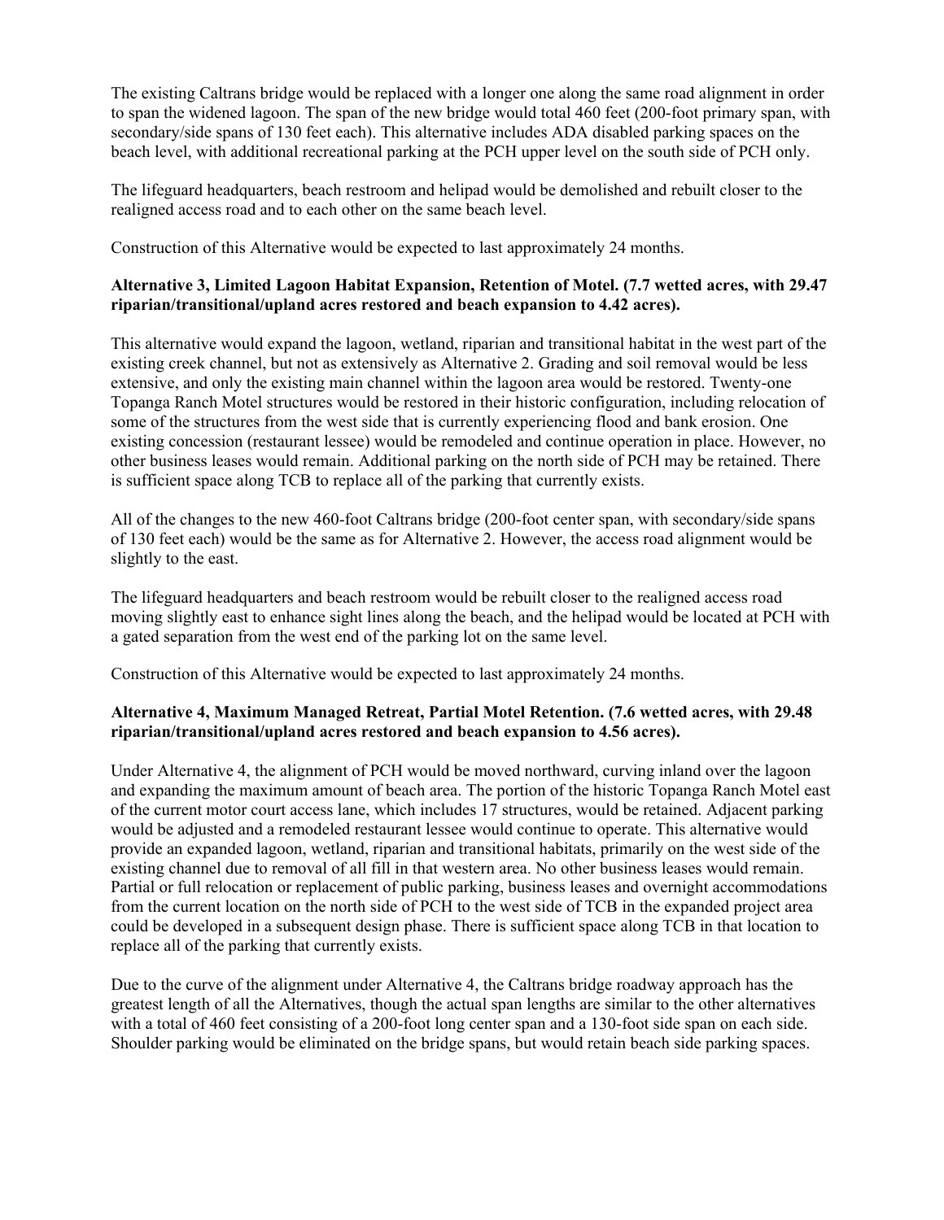The existing Caltrans bridge would be replaced with a longer one along the same road alignment in order to span the widened lagoon. The span of the new bridge would total 460 feet (200-foot primary span, with secondary/side spans of 130 feet each). This alternative includes ADA disabled parking spaces on the beach level, with additional recreational parking at the PCH upper level on the south side of PCH only.

The lifeguard headquarters, beach restroom and helipad would be demolished and rebuilt closer to the realigned access road and to each other on the same beach level.

Construction of this Alternative would be expected to last approximately 24 months.

**Alternative 3, Limited Lagoon Habitat Expansion, Retention of Motel. (7.7 wetted acres, with 29.47 riparian/transitional/upland acres restored and beach expansion to 4.42 acres).**

This alternative would expand the lagoon, wetland, riparian and transitional habitat in the west part of the existing creek channel, but not as extensively as Alternative 2. Grading and soil removal would be less extensive, and only the existing main channel within the lagoon area would be restored. Twenty-one Topanga Ranch Motel structures would be restored in their historic configuration, including relocation of some of the structures from the west side that is currently experiencing flood and bank erosion. One existing concession (restaurant lessee) would be remodeled and continue operation in place. However, no other business leases would remain. Additional parking on the north side of PCH may be retained. There is sufficient space along TCB to replace all of the parking that currently exists.

All of the changes to the new 460-foot Caltrans bridge (200-foot center span, with secondary/side spans of 130 feet each) would be the same as for Alternative 2. However, the access road alignment would be slightly to the east.

The lifeguard headquarters and beach restroom would be rebuilt closer to the realigned access road moving slightly east to enhance sight lines along the beach, and the helipad would be located at PCH with a gated separation from the west end of the parking lot on the same level.

Construction of this Alternative would be expected to last approximately 24 months.

**Alternative 4, Maximum Managed Retreat, Partial Motel Retention. (7.6 wetted acres, with 29.48 riparian/transitional/upland acres restored and beach expansion to 4.56 acres).**

Under Alternative 4, the alignment of PCH would be moved northward, curving inland over the lagoon and expanding the maximum amount of beach area. The portion of the historic Topanga Ranch Motel east of the current motor court access lane, which includes 17 structures, would be retained. Adjacent parking would be adjusted and a remodeled restaurant lessee would continue to operate. This alternative would provide an expanded lagoon, wetland, riparian and transitional habitats, primarily on the west side of the existing channel due to removal of all fill in that western area. No other business leases would remain. Partial or full relocation or replacement of public parking, business leases and overnight accommodations from the current location on the north side of PCH to the west side of TCB in the expanded project area could be developed in a subsequent design phase. There is sufficient space along TCB in that location to replace all of the parking that currently exists.

Due to the curve of the alignment under Alternative 4, the Caltrans bridge roadway approach has the greatest length of all the Alternatives, though the actual span lengths are similar to the other alternatives with a total of 460 feet consisting of a 200-foot long center span and a 130-foot side span on each side. Shoulder parking would be eliminated on the bridge spans, but would retain beach side parking spaces.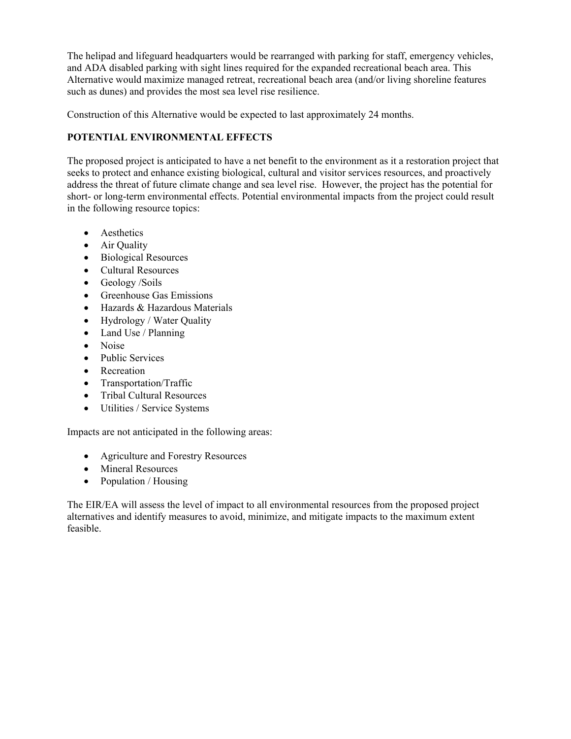The helipad and lifeguard headquarters would be rearranged with parking for staff, emergency vehicles, and ADA disabled parking with sight lines required for the expanded recreational beach area. This Alternative would maximize managed retreat, recreational beach area (and/or living shoreline features such as dunes) and provides the most sea level rise resilience.

Construction of this Alternative would be expected to last approximately 24 months.

**POTENTIAL ENVIRONMENTAL EFFECTS**

The proposed project is anticipated to have a net benefit to the environment as it a restoration project that seeks to protect and enhance existing biological, cultural and visitor services resources, and proactively address the threat of future climate change and sea level rise. However, the project has the potential for short- or long-term environmental effects. Potential environmental impacts from the project could result in the following resource topics:

- Aesthetics
- Air Quality
- Biological Resources
- Cultural Resources
- Geology /Soils
- Greenhouse Gas Emissions
- Hazards & Hazardous Materials
- Hydrology / Water Quality
- Land Use / Planning
- Noise
- Public Services
- Recreation
- Transportation/Traffic
- Tribal Cultural Resources
- Utilities / Service Systems

Impacts are not anticipated in the following areas:

- Agriculture and Forestry Resources
- Mineral Resources
- Population / Housing

The EIR/EA will assess the level of impact to all environmental resources from the proposed project alternatives and identify measures to avoid, minimize, and mitigate impacts to the maximum extent feasible.